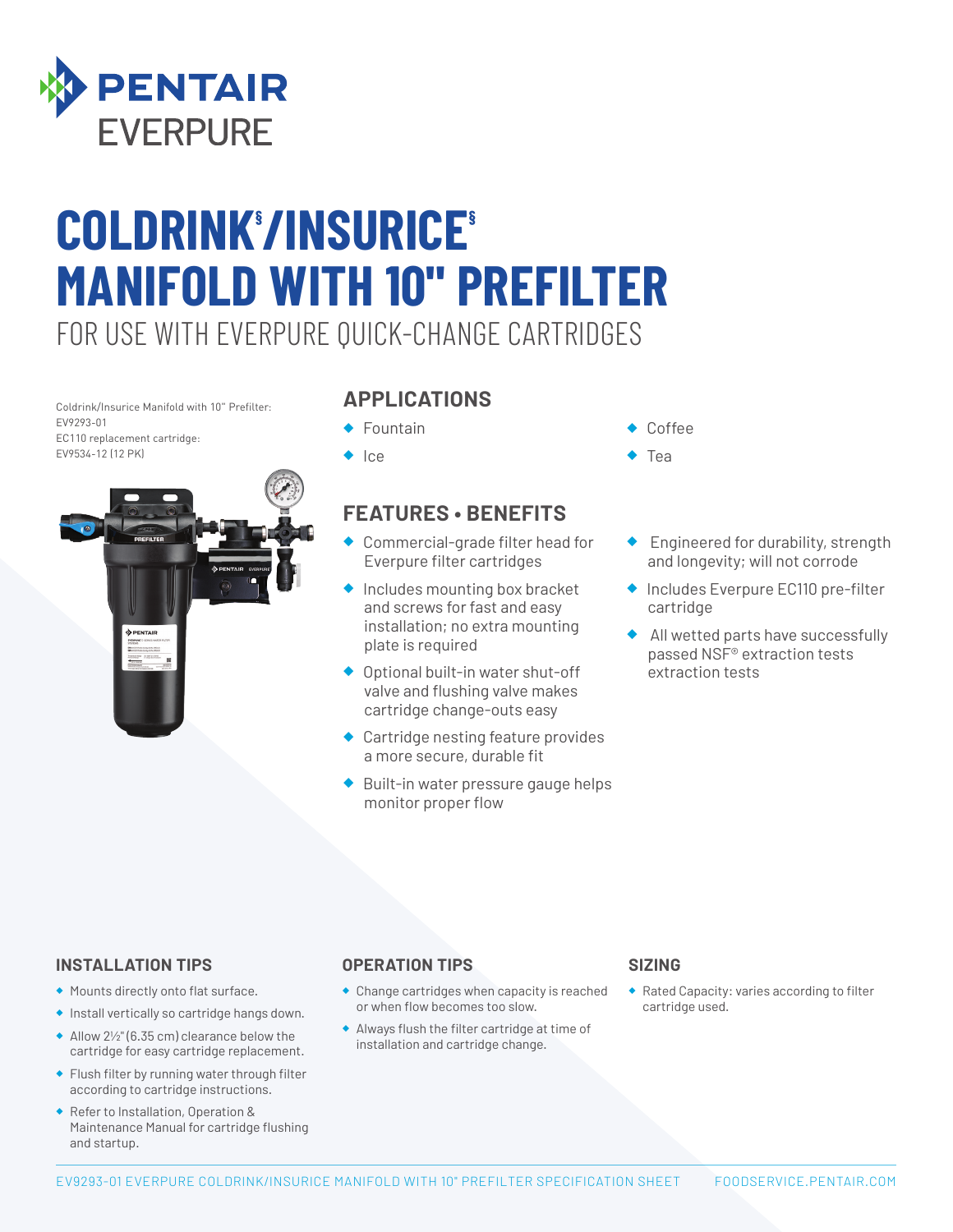# PENTAIR EVERPURE

# COLDRINK§/INSURICE§ MANIFOLD WITH 10" PREFILTER

FOR USE WITH EVERPURE QUICK-CHANGE CARTRIDGES

Coldrink/Insurice Manifold with 10" Prefilter: EV9293-01
EC110 replacement cartridge: EV9534-12 (12 PK)

## APPLICATIONS

- Fountain
- Ice
- Coffee
- Tea

## FEATURES • BENEFITS

- Commercial-grade filter head for Everpure filter cartridges
- Includes mounting box bracket and screws for fast and easy installation; no extra mounting plate is required
- Optional built-in water shut-off valve and flushing valve makes cartridge change-outs easy
- Cartridge nesting feature provides a more secure, durable fit
- Built-in water pressure gauge helps monitor proper flow
- Engineered for durability, strength and longevity; will not corrode
- Includes Everpure EC110 pre-filter cartridge
- All wetted parts have successfully passed NSF® extraction tests extraction tests

## INSTALLATION TIPS

- Mounts directly onto flat surface.
- Install vertically so cartridge hangs down.
- Allow 2½" (6.35 cm) clearance below the cartridge for easy cartridge replacement.
- Flush filter by running water through filter according to cartridge instructions.
- Refer to Installation, Operation & Maintenance Manual for cartridge flushing and startup.

## OPERATION TIPS

- Change cartridges when capacity is reached or when flow becomes too slow.
- Always flush the filter cartridge at time of installation and cartridge change.

## SIZING

- Rated Capacity: varies according to filter cartridge used.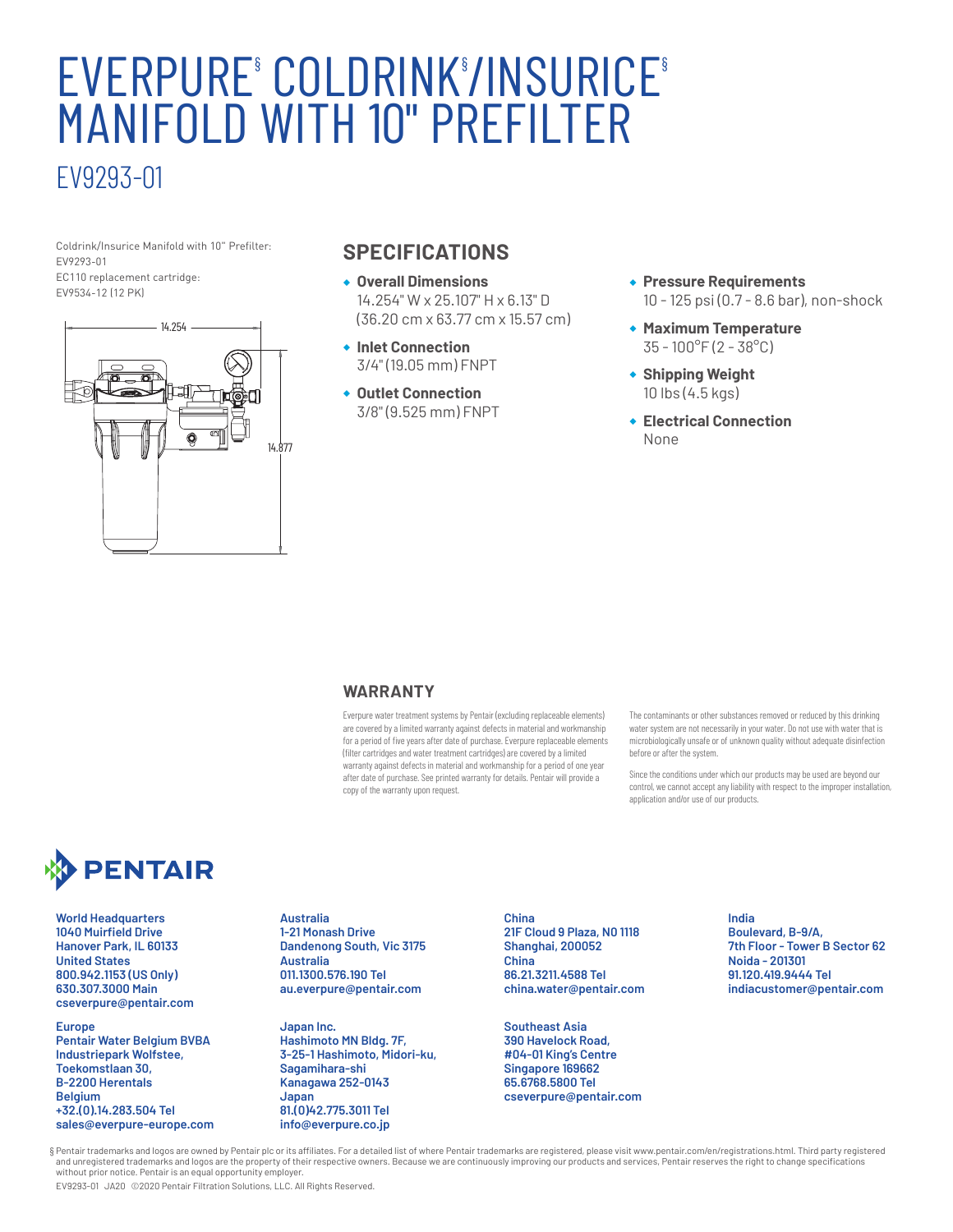# EVERPURE§ COLDRINK§/INSURICE§ MANIFOLD WITH 10" PREFILTER

## EV9293-01

Coldrink/Insurice Manifold with 10" Prefilter:
EV9293-01
EC110 replacement cartridge:
EV9534-12 (12 PK)

14.254

14.877

## SPECIFICATIONS

- **Overall Dimensions**
  14.254" W x 25.107" H x 6.13" D
  (36.20 cm x 63.77 cm x 15.57 cm)
- **Inlet Connection**
  3/4" (19.05 mm) FNPT
- **Outlet Connection**
  3/8" (9.525 mm) FNPT
- **Pressure Requirements**
  10 - 125 psi (0.7 - 8.6 bar), non-shock
- **Maximum Temperature**
  35 - 100°F (2 - 38°C)
- **Shipping Weight**
  10 lbs (4.5 kgs)
- **Electrical Connection**
  None

## WARRANTY

Everpure water treatment systems by Pentair (excluding replaceable elements) are covered by a limited warranty against defects in material and workmanship for a period of five years after date of purchase. Everpure replaceable elements (filter cartridges and water treatment cartridges) are covered by a limited warranty against defects in material and workmanship for a period of one year after date of purchase. See printed warranty for details. Pentair will provide a copy of the warranty upon request.

The contaminants or other substances removed or reduced by this drinking water system are not necessarily in your water. Do not use with water that is microbiologically unsafe or of unknown quality without adequate disinfection before or after the system.

Since the conditions under which our products may be used are beyond our control, we cannot accept any liability with respect to the improper installation, application and/or use of our products.

PENTAIR

**World Headquarters**
**1040 Muirfield Drive**
**Hanover Park, IL 60133**
**United States**
**800.942.1153 (US Only)**
**630.307.3000 Main**
**cseverpure@pentair.com**

**Europe**
**Pentair Water Belgium BVBA**
**Industriepark Wolfstee,**
**Toekomstlaan 30,**
**B-2200 Herentals**
**Belgium**
**+32.(0).14.283.504 Tel**
**sales@everpure-europe.com**

**Australia**
**1-21 Monash Drive**
**Dandenong South, Vic 3175**
**Australia**
**011.1300.576.190 Tel**
**au.everpure@pentair.com**

**Japan Inc.**
**Hashimoto MN Bldg. 7F,**
**3-25-1 Hashimoto, Midori-ku,**
**Sagamihara-shi**
**Kanagawa 252-0143**
**Japan**
**81.(0)42.775.3011 Tel**
**info@everpure.co.jp**

**China**
**21F Cloud 9 Plaza, NO 1118**
**Shanghai, 200052**
**China**
**86.21.3211.4588 Tel**
**china.water@pentair.com**

**Southeast Asia**
**390 Havelock Road,**
**#04-01 King's Centre**
**Singapore 169662**
**65.6768.5800 Tel**
**cseverpure@pentair.com**

**India**
**Boulevard, B-9/A,**
**7th Floor - Tower B Sector 62**
**Noida - 201301**
**91.120.419.9444 Tel**
**indiacustomer@pentair.com**

§ Pentair trademarks and logos are owned by Pentair plc or its affiliates. For a detailed list of where Pentair trademarks are registered, please visit www.pentair.com/en/registrations.html. Third party registered and unregistered trademarks and logos are the property of their respective owners. Because we are continuously improving our products and services, Pentair reserves the right to change specifications without prior notice. Pentair is an equal opportunity employer.

EV9293-01 JA20 ©2020 Pentair Filtration Solutions, LLC. All Rights Reserved.